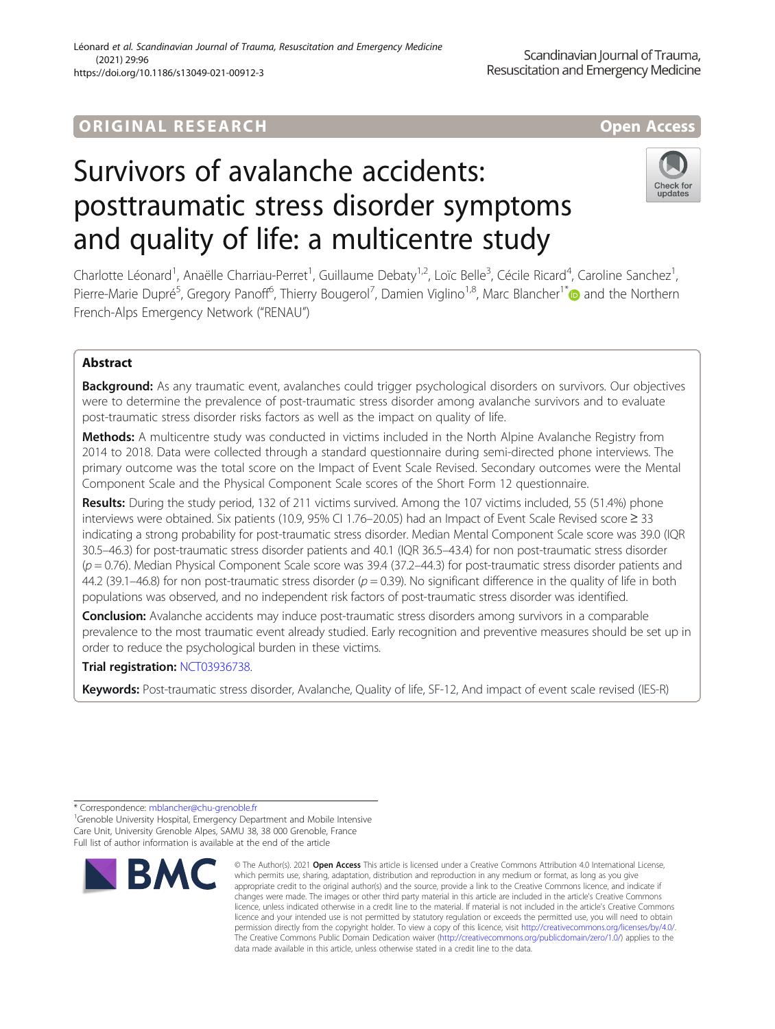ORIGINAL RESEARCH

Open Access

# Survivors of avalanche accidents: posttraumatic stress disorder symptoms and quality of life: a multicentre study

Charlotte Léonard[1], Anaëlle Charriau-Perret[1], Guillaume Debaty[1,2], Loïc Belle[3], Cécile Ricard[4], Caroline Sanchez[1], Pierre-Marie Dupré[5], Gregory Panoff[6], Thierry Bougerol[7], Damien Viglino[1,8], Marc Blancher[1*] and the Northern French-Alps Emergency Network ("RENAU")

## Abstract

**Background:** As any traumatic event, avalanches could trigger psychological disorders on survivors. Our objectives were to determine the prevalence of post-traumatic stress disorder among avalanche survivors and to evaluate post-traumatic stress disorder risks factors as well as the impact on quality of life.

**Methods:** A multicentre study was conducted in victims included in the North Alpine Avalanche Registry from 2014 to 2018. Data were collected through a standard questionnaire during semi-directed phone interviews. The primary outcome was the total score on the Impact of Event Scale Revised. Secondary outcomes were the Mental Component Scale and the Physical Component Scale scores of the Short Form 12 questionnaire.

**Results:** During the study period, 132 of 211 victims survived. Among the 107 victims included, 55 (51.4%) phone interviews were obtained. Six patients (10.9, 95% CI 1.76–20.05) had an Impact of Event Scale Revised score ≥ 33 indicating a strong probability for post-traumatic stress disorder. Median Mental Component Scale score was 39.0 (IQR 30.5–46.3) for post-traumatic stress disorder patients and 40.1 (IQR 36.5–43.4) for non post-traumatic stress disorder ($p = 0.76$). Median Physical Component Scale score was 39.4 (37.2–44.3) for post-traumatic stress disorder patients and 44.2 (39.1–46.8) for non post-traumatic stress disorder ($p = 0.39$). No significant difference in the quality of life in both populations was observed, and no independent risk factors of post-traumatic stress disorder was identified.

**Conclusion:** Avalanche accidents may induce post-traumatic stress disorders among survivors in a comparable prevalence to the most traumatic event already studied. Early recognition and preventive measures should be set up in order to reduce the psychological burden in these victims.

**Trial registration:** NCT03936738.

**Keywords:** Post-traumatic stress disorder, Avalanche, Quality of life, SF-12, And impact of event scale revised (IES-R)

---

* Correspondence: mblancher@chu-grenoble.fr
[1]Grenoble University Hospital, Emergency Department and Mobile Intensive Care Unit, University Grenoble Alpes, SAMU 38, 38 000 Grenoble, France
Full list of author information is available at the end of the article

© The Author(s). 2021 **Open Access** This article is licensed under a Creative Commons Attribution 4.0 International License, which permits use, sharing, adaptation, distribution and reproduction in any medium or format, as long as you give appropriate credit to the original author(s) and the source, provide a link to the Creative Commons licence, and indicate if changes were made. The images or other third party material in this article are included in the article's Creative Commons licence, unless indicated otherwise in a credit line to the material. If material is not included in the article's Creative Commons licence and your intended use is not permitted by statutory regulation or exceeds the permitted use, you will need to obtain permission directly from the copyright holder. To view a copy of this licence, visit http://creativecommons.org/licenses/by/4.0/. The Creative Commons Public Domain Dedication waiver (http://creativecommons.org/publicdomain/zero/1.0/) applies to the data made available in this article, unless otherwise stated in a credit line to the data.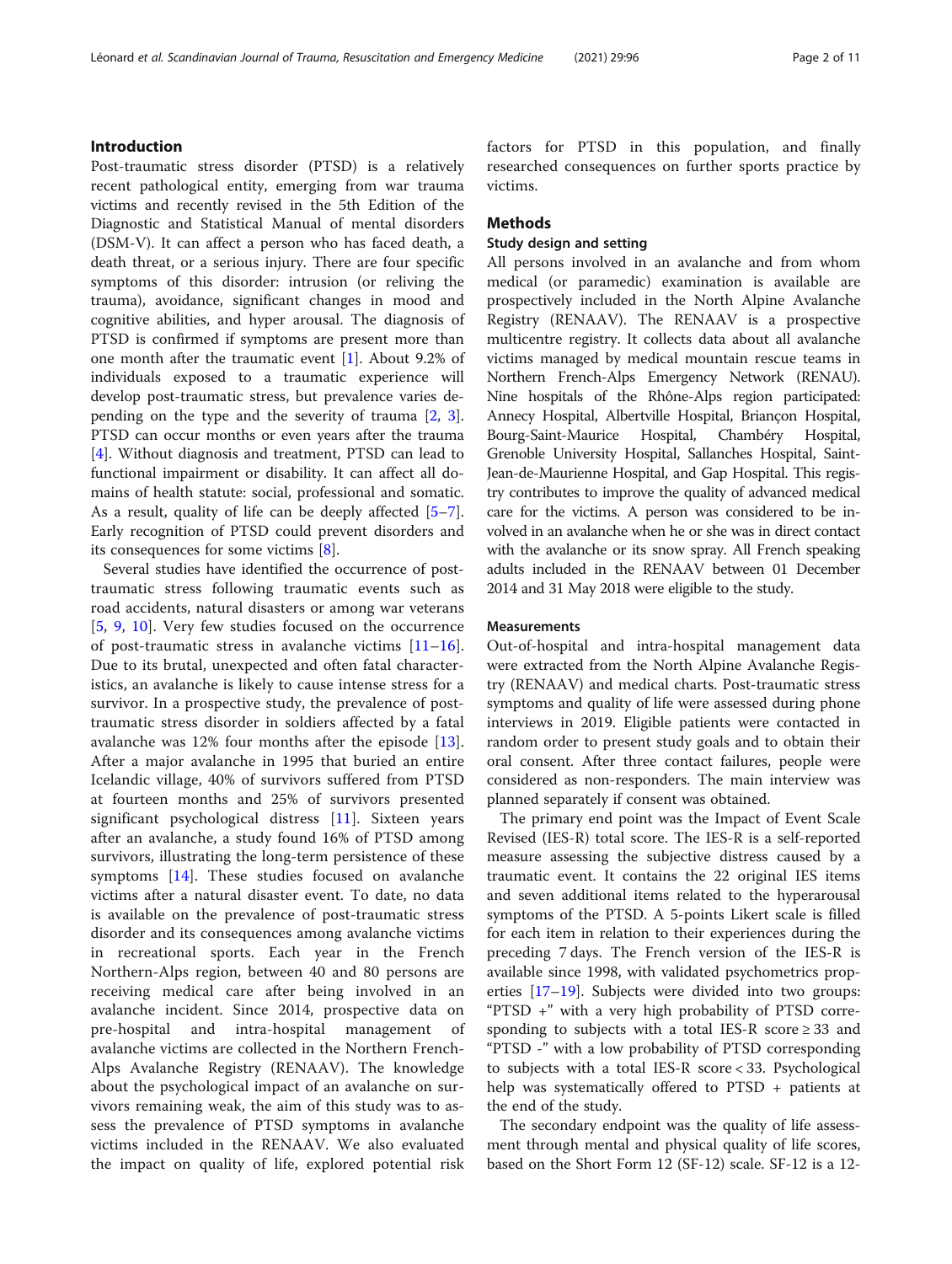## Introduction

Post-traumatic stress disorder (PTSD) is a relatively recent pathological entity, emerging from war trauma victims and recently revised in the 5th Edition of the Diagnostic and Statistical Manual of mental disorders (DSM-V). It can affect a person who has faced death, a death threat, or a serious injury. There are four specific symptoms of this disorder: intrusion (or reliving the trauma), avoidance, significant changes in mood and cognitive abilities, and hyper arousal. The diagnosis of PTSD is confirmed if symptoms are present more than one month after the traumatic event [1]. About 9.2% of individuals exposed to a traumatic experience will develop post-traumatic stress, but prevalence varies depending on the type and the severity of trauma [2, 3]. PTSD can occur months or even years after the trauma [4]. Without diagnosis and treatment, PTSD can lead to functional impairment or disability. It can affect all domains of health statute: social, professional and somatic. As a result, quality of life can be deeply affected [5–7]. Early recognition of PTSD could prevent disorders and its consequences for some victims [8].

Several studies have identified the occurrence of post-traumatic stress following traumatic events such as road accidents, natural disasters or among war veterans [5, 9, 10]. Very few studies focused on the occurrence of post-traumatic stress in avalanche victims [11–16]. Due to its brutal, unexpected and often fatal characteristics, an avalanche is likely to cause intense stress for a survivor. In a prospective study, the prevalence of post-traumatic stress disorder in soldiers affected by a fatal avalanche was 12% four months after the episode [13]. After a major avalanche in 1995 that buried an entire Icelandic village, 40% of survivors suffered from PTSD at fourteen months and 25% of survivors presented significant psychological distress [11]. Sixteen years after an avalanche, a study found 16% of PTSD among survivors, illustrating the long-term persistence of these symptoms [14]. These studies focused on avalanche victims after a natural disaster event. To date, no data is available on the prevalence of post-traumatic stress disorder and its consequences among avalanche victims in recreational sports. Each year in the French Northern-Alps region, between 40 and 80 persons are receiving medical care after being involved in an avalanche incident. Since 2014, prospective data on pre-hospital and intra-hospital management of avalanche victims are collected in the Northern French-Alps Avalanche Registry (RENAAV). The knowledge about the psychological impact of an avalanche on survivors remaining weak, the aim of this study was to assess the prevalence of PTSD symptoms in avalanche victims included in the RENAAV. We also evaluated the impact on quality of life, explored potential risk factors for PTSD in this population, and finally researched consequences on further sports practice by victims.

## Methods

### Study design and setting

All persons involved in an avalanche and from whom medical (or paramedic) examination is available are prospectively included in the North Alpine Avalanche Registry (RENAAV). The RENAAV is a prospective multicentre registry. It collects data about all avalanche victims managed by medical mountain rescue teams in Northern French-Alps Emergency Network (RENAU). Nine hospitals of the Rhône-Alps region participated: Annecy Hospital, Albertville Hospital, Briançon Hospital, Bourg-Saint-Maurice Hospital, Chambéry Hospital, Grenoble University Hospital, Sallanches Hospital, Saint-Jean-de-Maurienne Hospital, and Gap Hospital. This registry contributes to improve the quality of advanced medical care for the victims. A person was considered to be involved in an avalanche when he or she was in direct contact with the avalanche or its snow spray. All French speaking adults included in the RENAAV between 01 December 2014 and 31 May 2018 were eligible to the study.

### Measurements

Out-of-hospital and intra-hospital management data were extracted from the North Alpine Avalanche Registry (RENAAV) and medical charts. Post-traumatic stress symptoms and quality of life were assessed during phone interviews in 2019. Eligible patients were contacted in random order to present study goals and to obtain their oral consent. After three contact failures, people were considered as non-responders. The main interview was planned separately if consent was obtained.

The primary end point was the Impact of Event Scale Revised (IES-R) total score. The IES-R is a self-reported measure assessing the subjective distress caused by a traumatic event. It contains the 22 original IES items and seven additional items related to the hyperarousal symptoms of the PTSD. A 5-points Likert scale is filled for each item in relation to their experiences during the preceding 7 days. The French version of the IES-R is available since 1998, with validated psychometrics properties [17–19]. Subjects were divided into two groups: "PTSD +" with a very high probability of PTSD corresponding to subjects with a total IES-R score ≥ 33 and "PTSD -" with a low probability of PTSD corresponding to subjects with a total IES-R score < 33. Psychological help was systematically offered to PTSD + patients at the end of the study.

The secondary endpoint was the quality of life assessment through mental and physical quality of life scores, based on the Short Form 12 (SF-12) scale. SF-12 is a 12-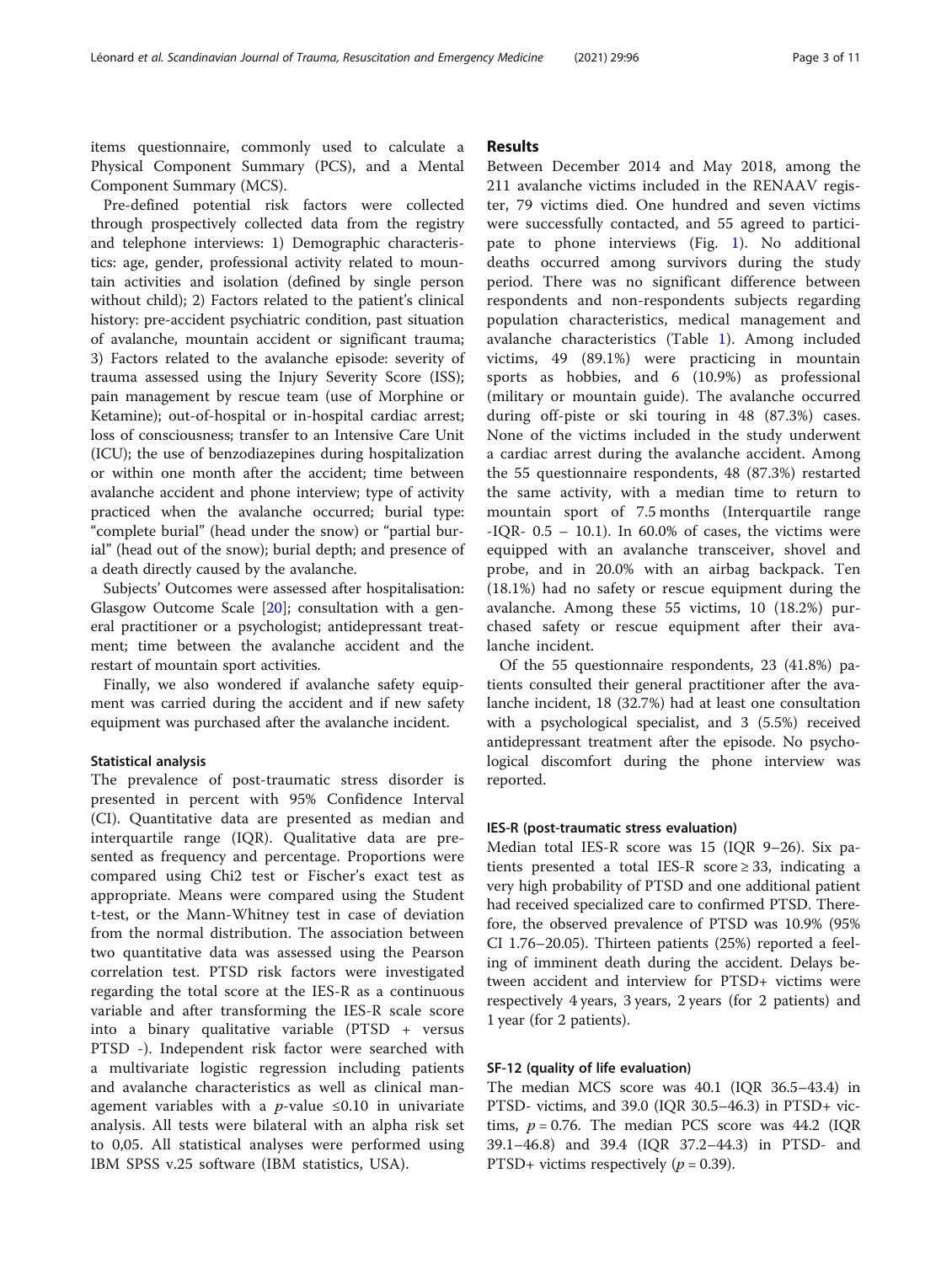items questionnaire, commonly used to calculate a Physical Component Summary (PCS), and a Mental Component Summary (MCS).

Pre-defined potential risk factors were collected through prospectively collected data from the registry and telephone interviews: 1) Demographic characteristics: age, gender, professional activity related to mountain activities and isolation (defined by single person without child); 2) Factors related to the patient's clinical history: pre-accident psychiatric condition, past situation of avalanche, mountain accident or significant trauma; 3) Factors related to the avalanche episode: severity of trauma assessed using the Injury Severity Score (ISS); pain management by rescue team (use of Morphine or Ketamine); out-of-hospital or in-hospital cardiac arrest; loss of consciousness; transfer to an Intensive Care Unit (ICU); the use of benzodiazepines during hospitalization or within one month after the accident; time between avalanche accident and phone interview; type of activity practiced when the avalanche occurred; burial type: "complete burial" (head under the snow) or "partial burial" (head out of the snow); burial depth; and presence of a death directly caused by the avalanche.

Subjects' Outcomes were assessed after hospitalisation: Glasgow Outcome Scale [20]; consultation with a general practitioner or a psychologist; antidepressant treatment; time between the avalanche accident and the restart of mountain sport activities.

Finally, we also wondered if avalanche safety equipment was carried during the accident and if new safety equipment was purchased after the avalanche incident.

### Statistical analysis

The prevalence of post-traumatic stress disorder is presented in percent with 95% Confidence Interval (CI). Quantitative data are presented as median and interquartile range (IQR). Qualitative data are presented as frequency and percentage. Proportions were compared using Chi2 test or Fischer's exact test as appropriate. Means were compared using the Student t-test, or the Mann-Whitney test in case of deviation from the normal distribution. The association between two quantitative data was assessed using the Pearson correlation test. PTSD risk factors were investigated regarding the total score at the IES-R as a continuous variable and after transforming the IES-R scale score into a binary qualitative variable (PTSD + versus PTSD -). Independent risk factor were searched with a multivariate logistic regression including patients and avalanche characteristics as well as clinical management variables with a $p$-value $\leq 0.10$ in univariate analysis. All tests were bilateral with an alpha risk set to 0,05. All statistical analyses were performed using IBM SPSS v.25 software (IBM statistics, USA).

## Results

Between December 2014 and May 2018, among the 211 avalanche victims included in the RENAAV register, 79 victims died. One hundred and seven victims were successfully contacted, and 55 agreed to participate to phone interviews (Fig. 1). No additional deaths occurred among survivors during the study period. There was no significant difference between respondents and non-respondents subjects regarding population characteristics, medical management and avalanche characteristics (Table 1). Among included victims, 49 (89.1%) were practicing in mountain sports as hobbies, and 6 (10.9%) as professional (military or mountain guide). The avalanche occurred during off-piste or ski touring in 48 (87.3%) cases. None of the victims included in the study underwent a cardiac arrest during the avalanche accident. Among the 55 questionnaire respondents, 48 (87.3%) restarted the same activity, with a median time to return to mountain sport of 7.5 months (Interquartile range -IQR- 0.5 – 10.1). In 60.0% of cases, the victims were equipped with an avalanche transceiver, shovel and probe, and in 20.0% with an airbag backpack. Ten (18.1%) had no safety or rescue equipment during the avalanche. Among these 55 victims, 10 (18.2%) purchased safety or rescue equipment after their avalanche incident.

Of the 55 questionnaire respondents, 23 (41.8%) patients consulted their general practitioner after the avalanche incident, 18 (32.7%) had at least one consultation with a psychological specialist, and 3 (5.5%) received antidepressant treatment after the episode. No psychological discomfort during the phone interview was reported.

### IES-R (post-traumatic stress evaluation)

Median total IES-R score was 15 (IQR 9–26). Six patients presented a total IES-R score $\geq 33$, indicating a very high probability of PTSD and one additional patient had received specialized care to confirmed PTSD. Therefore, the observed prevalence of PTSD was 10.9% (95% CI 1.76–20.05). Thirteen patients (25%) reported a feeling of imminent death during the accident. Delays between accident and interview for PTSD+ victims were respectively 4 years, 3 years, 2 years (for 2 patients) and 1 year (for 2 patients).

### SF-12 (quality of life evaluation)

The median MCS score was 40.1 (IQR 36.5–43.4) in PTSD- victims, and 39.0 (IQR 30.5–46.3) in PTSD+ victims, $p = 0.76$. The median PCS score was 44.2 (IQR 39.1–46.8) and 39.4 (IQR 37.2–44.3) in PTSD- and PTSD+ victims respectively ($p = 0.39$).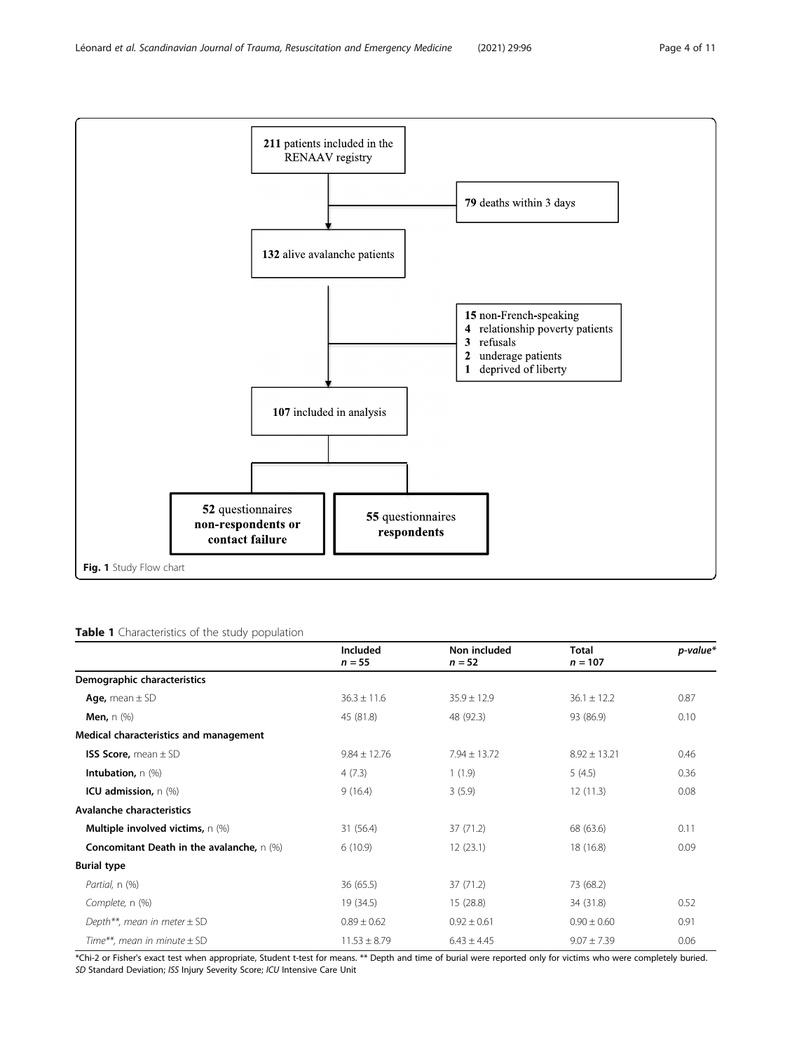211 patients included in the RENAAV registry

79 deaths within 3 days

132 alive avalanche patients

15 non-French-speaking
4 relationship poverty patients
3 refusals
2 underage patients
1 deprived of liberty

107 included in analysis

52 questionnaires non-respondents or contact failure

55 questionnaires respondents

**Fig. 1** Study Flow chart

**Table 1** Characteristics of the study population

| | Included $n = 55$ | Non included $n = 52$ | Total $n = 107$ | *p-value** |
|---|---|---|---|---|
| **Demographic characteristics** | | | | |
| **Age,** mean ± SD | 36.3 ± 11.6 | 35.9 ± 12.9 | 36.1 ± 12.2 | 0.87 |
| **Men,** n (%) | 45 (81.8) | 48 (92.3) | 93 (86.9) | 0.10 |
| **Medical characteristics and management** | | | | |
| **ISS Score,** mean ± SD | 9.84 ± 12.76 | 7.94 ± 13.72 | 8.92 ± 13.21 | 0.46 |
| **Intubation,** n (%) | 4 (7.3) | 1 (1.9) | 5 (4.5) | 0.36 |
| **ICU admission,** n (%) | 9 (16.4) | 3 (5.9) | 12 (11.3) | 0.08 |
| **Avalanche characteristics** | | | | |
| **Multiple involved victims,** n (%) | 31 (56.4) | 37 (71.2) | 68 (63.6) | 0.11 |
| **Concomitant Death in the avalanche,** n (%) | 6 (10.9) | 12 (23.1) | 18 (16.8) | 0.09 |
| **Burial type** | | | | |
| *Partial,* n (%) | 36 (65.5) | 37 (71.2) | 73 (68.2) | |
| *Complete,* n (%) | 19 (34.5) | 15 (28.8) | 34 (31.8) | 0.52 |
| *Depth\*\*, mean in meter* ± SD | 0.89 ± 0.62 | 0.92 ± 0.61 | 0.90 ± 0.60 | 0.91 |
| *Time\*\*, mean in minute* ± SD | 11.53 ± 8.79 | 6.43 ± 4.45 | 9.07 ± 7.39 | 0.06 |

*Chi-2 or Fisher's exact test when appropriate, Student t-test for means. ** Depth and time of burial were reported only for victims who were completely buried.
*SD* Standard Deviation; *ISS* Injury Severity Score; *ICU* Intensive Care Unit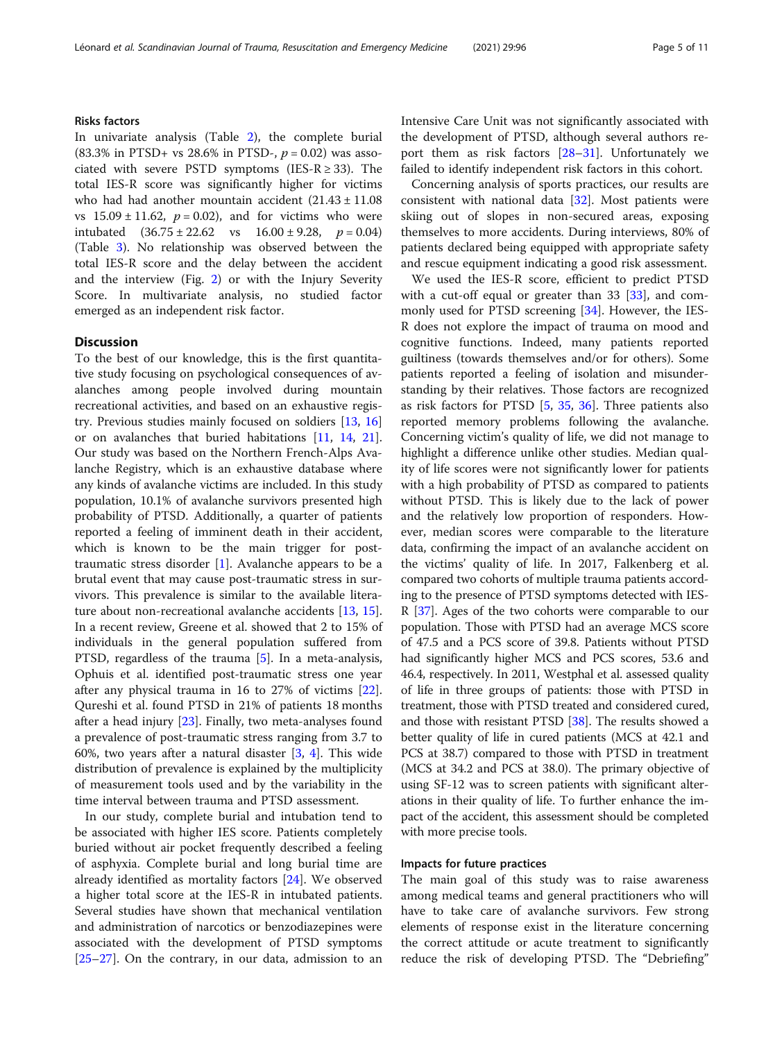### Risks factors

In univariate analysis (Table 2), the complete burial (83.3% in PTSD+ vs 28.6% in PTSD-, $p = 0.02$) was associated with severe PSTD symptoms (IES-R ≥ 33). The total IES-R score was significantly higher for victims who had had another mountain accident ($21.43 \pm 11.08$ vs $15.09 \pm 11.62$, $p = 0.02$), and for victims who were intubated ($36.75 \pm 22.62$ vs $16.00 \pm 9.28$, $p = 0.04$) (Table 3). No relationship was observed between the total IES-R score and the delay between the accident and the interview (Fig. 2) or with the Injury Severity Score. In multivariate analysis, no studied factor emerged as an independent risk factor.

## Discussion

To the best of our knowledge, this is the first quantitative study focusing on psychological consequences of avalanches among people involved during mountain recreational activities, and based on an exhaustive registry. Previous studies mainly focused on soldiers [13, 16] or on avalanches that buried habitations [11, 14, 21]. Our study was based on the Northern French-Alps Avalanche Registry, which is an exhaustive database where any kinds of avalanche victims are included. In this study population, 10.1% of avalanche survivors presented high probability of PTSD. Additionally, a quarter of patients reported a feeling of imminent death in their accident, which is known to be the main trigger for post-traumatic stress disorder [1]. Avalanche appears to be a brutal event that may cause post-traumatic stress in survivors. This prevalence is similar to the available literature about non-recreational avalanche accidents [13, 15]. In a recent review, Greene et al. showed that 2 to 15% of individuals in the general population suffered from PTSD, regardless of the trauma [5]. In a meta-analysis, Ophuis et al. identified post-traumatic stress one year after any physical trauma in 16 to 27% of victims [22]. Qureshi et al. found PTSD in 21% of patients 18 months after a head injury [23]. Finally, two meta-analyses found a prevalence of post-traumatic stress ranging from 3.7 to 60%, two years after a natural disaster [3, 4]. This wide distribution of prevalence is explained by the multiplicity of measurement tools used and by the variability in the time interval between trauma and PTSD assessment.

In our study, complete burial and intubation tend to be associated with higher IES score. Patients completely buried without air pocket frequently described a feeling of asphyxia. Complete burial and long burial time are already identified as mortality factors [24]. We observed a higher total score at the IES-R in intubated patients. Several studies have shown that mechanical ventilation and administration of narcotics or benzodiazepines were associated with the development of PTSD symptoms [25–27]. On the contrary, in our data, admission to an Intensive Care Unit was not significantly associated with the development of PTSD, although several authors report them as risk factors [28–31]. Unfortunately we failed to identify independent risk factors in this cohort.

Concerning analysis of sports practices, our results are consistent with national data [32]. Most patients were skiing out of slopes in non-secured areas, exposing themselves to more accidents. During interviews, 80% of patients declared being equipped with appropriate safety and rescue equipment indicating a good risk assessment.

We used the IES-R score, efficient to predict PTSD with a cut-off equal or greater than 33 [33], and commonly used for PTSD screening [34]. However, the IES-R does not explore the impact of trauma on mood and cognitive functions. Indeed, many patients reported guiltiness (towards themselves and/or for others). Some patients reported a feeling of isolation and misunderstanding by their relatives. Those factors are recognized as risk factors for PTSD [5, 35, 36]. Three patients also reported memory problems following the avalanche. Concerning victim's quality of life, we did not manage to highlight a difference unlike other studies. Median quality of life scores were not significantly lower for patients with a high probability of PTSD as compared to patients without PTSD. This is likely due to the lack of power and the relatively low proportion of responders. However, median scores were comparable to the literature data, confirming the impact of an avalanche accident on the victims' quality of life. In 2017, Falkenberg et al. compared two cohorts of multiple trauma patients according to the presence of PTSD symptoms detected with IES-R [37]. Ages of the two cohorts were comparable to our population. Those with PTSD had an average MCS score of 47.5 and a PCS score of 39.8. Patients without PTSD had significantly higher MCS and PCS scores, 53.6 and 46.4, respectively. In 2011, Westphal et al. assessed quality of life in three groups of patients: those with PTSD in treatment, those with PTSD treated and considered cured, and those with resistant PTSD [38]. The results showed a better quality of life in cured patients (MCS at 42.1 and PCS at 38.7) compared to those with PTSD in treatment (MCS at 34.2 and PCS at 38.0). The primary objective of using SF-12 was to screen patients with significant alterations in their quality of life. To further enhance the impact of the accident, this assessment should be completed with more precise tools.

### Impacts for future practices

The main goal of this study was to raise awareness among medical teams and general practitioners who will have to take care of avalanche survivors. Few strong elements of response exist in the literature concerning the correct attitude or acute treatment to significantly reduce the risk of developing PTSD. The "Debriefing"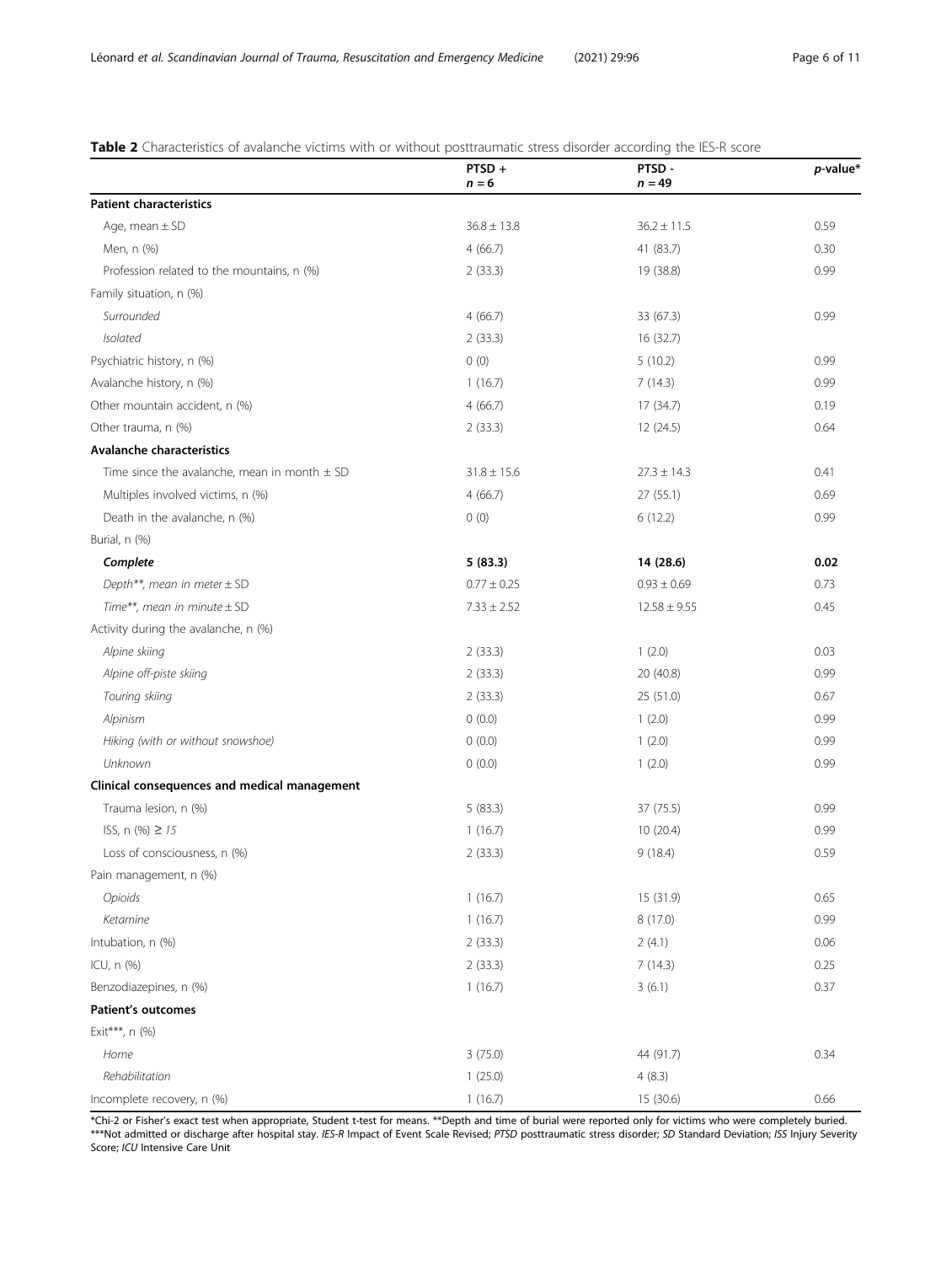**Table 2** Characteristics of avalanche victims with or without posttraumatic stress disorder according the IES-R score

| | PTSD + $n = 6$ | PTSD - $n = 49$ | *p*-value* |
|---|---|---|---|
| **Patient characteristics** | | | |
| Age, mean ± SD | 36.8 ± 13.8 | 36.2 ± 11.5 | 0.59 |
| Men, n (%) | 4 (66.7) | 41 (83.7) | 0.30 |
| Profession related to the mountains, n (%) | 2 (33.3) | 19 (38.8) | 0.99 |
| Family situation, n (%) | | | |
| *Surrounded* | 4 (66.7) | 33 (67.3) | 0.99 |
| *Isolated* | 2 (33.3) | 16 (32.7) | |
| Psychiatric history, n (%) | 0 (0) | 5 (10.2) | 0.99 |
| Avalanche history, n (%) | 1 (16.7) | 7 (14.3) | 0.99 |
| Other mountain accident, n (%) | 4 (66.7) | 17 (34.7) | 0.19 |
| Other trauma, n (%) | 2 (33.3) | 12 (24.5) | 0.64 |
| **Avalanche characteristics** | | | |
| Time since the avalanche, mean in month ± SD | 31.8 ± 15.6 | 27.3 ± 14.3 | 0.41 |
| Multiples involved victims, n (%) | 4 (66.7) | 27 (55.1) | 0.69 |
| Death in the avalanche, n (%) | 0 (0) | 6 (12.2) | 0.99 |
| Burial, n (%) | | | |
| ***Complete*** | **5 (83.3)** | **14 (28.6)** | **0.02** |
| *Depth\*\*, mean in meter ± SD* | 0.77 ± 0.25 | 0.93 ± 0.69 | 0.73 |
| *Time\*\*, mean in minute ± SD* | 7.33 ± 2.52 | 12.58 ± 9.55 | 0.45 |
| Activity during the avalanche, n (%) | | | |
| *Alpine skiing* | 2 (33.3) | 1 (2.0) | 0.03 |
| *Alpine off-piste skiing* | 2 (33.3) | 20 (40.8) | 0.99 |
| *Touring skiing* | 2 (33.3) | 25 (51.0) | 0.67 |
| *Alpinism* | 0 (0.0) | 1 (2.0) | 0.99 |
| *Hiking (with or without snowshoe)* | 0 (0.0) | 1 (2.0) | 0.99 |
| *Unknown* | 0 (0.0) | 1 (2.0) | 0.99 |
| **Clinical consequences and medical management** | | | |
| Trauma lesion, n (%) | 5 (83.3) | 37 (75.5) | 0.99 |
| ISS, n (%) ≥ *15* | 1 (16.7) | 10 (20.4) | 0.99 |
| Loss of consciousness, n (%) | 2 (33.3) | 9 (18.4) | 0.59 |
| Pain management, n (%) | | | |
| *Opioids* | 1 (16.7) | 15 (31.9) | 0.65 |
| *Ketamine* | 1 (16.7) | 8 (17.0) | 0.99 |
| Intubation, n (%) | 2 (33.3) | 2 (4.1) | 0.06 |
| ICU, n (%) | 2 (33.3) | 7 (14.3) | 0.25 |
| Benzodiazepines, n (%) | 1 (16.7) | 3 (6.1) | 0.37 |
| **Patient's outcomes** | | | |
| Exit\*\*\*, n (%) | | | |
| *Home* | 3 (75.0) | 44 (91.7) | 0.34 |
| *Rehabilitation* | 1 (25.0) | 4 (8.3) | |
| Incomplete recovery, n (%) | 1 (16.7) | 15 (30.6) | 0.66 |

*Chi-2 or Fisher's exact test when appropriate, Student t-test for means. **Depth and time of burial were reported only for victims who were completely buried. ***Not admitted or discharge after hospital stay. *IES-R* Impact of Event Scale Revised; *PTSD* posttraumatic stress disorder; *SD* Standard Deviation; *ISS* Injury Severity Score; *ICU* Intensive Care Unit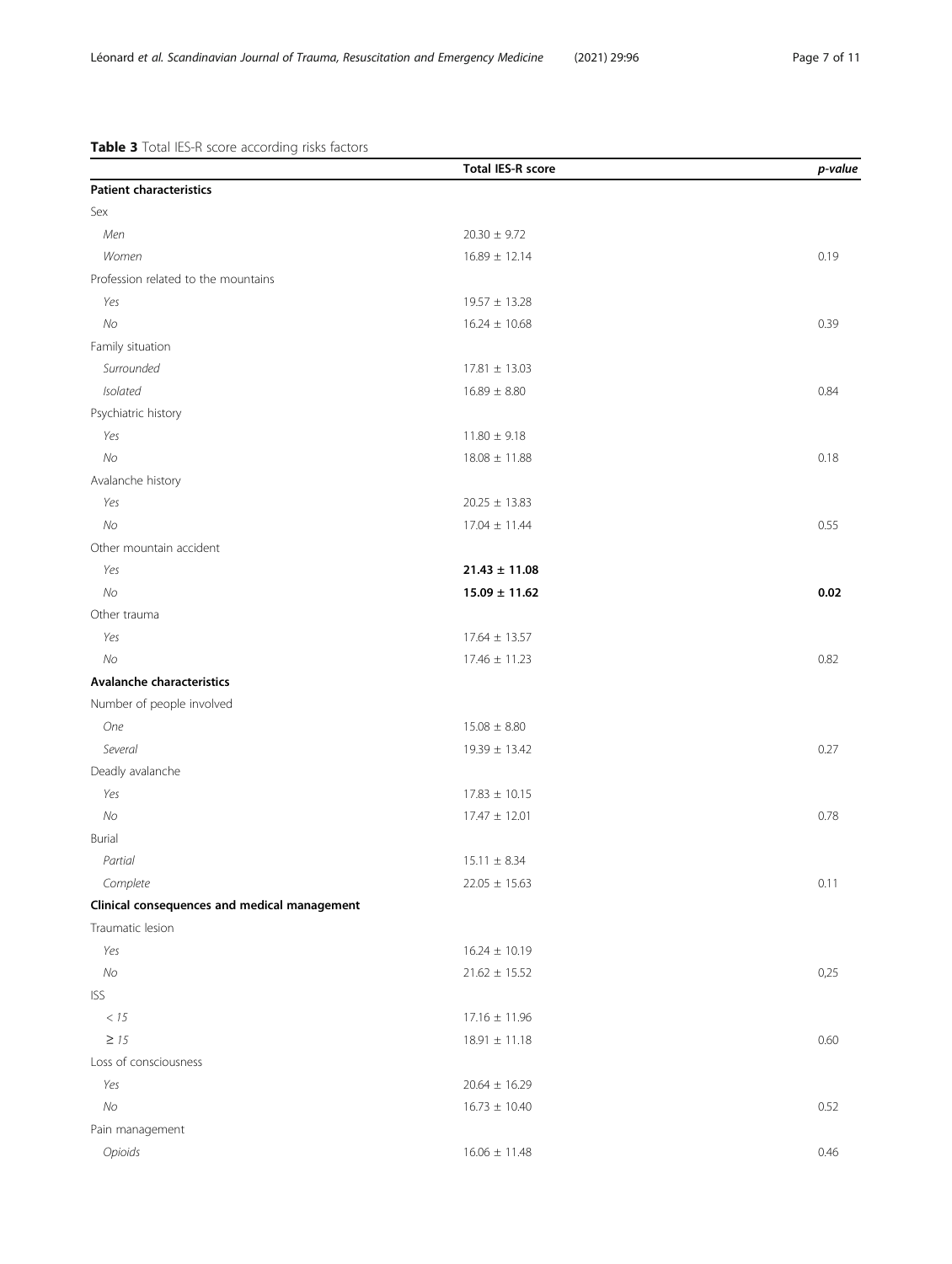**Table 3** Total IES-R score according risks factors

| | Total IES-R score | *p-value* |
|---|---|---|
| **Patient characteristics** | | |
| Sex | | |
| *Men* | 20.30 ± 9.72 | |
| *Women* | 16.89 ± 12.14 | 0.19 |
| Profession related to the mountains | | |
| *Yes* | 19.57 ± 13.28 | |
| *No* | 16.24 ± 10.68 | 0.39 |
| Family situation | | |
| *Surrounded* | 17.81 ± 13.03 | |
| *Isolated* | 16.89 ± 8.80 | 0.84 |
| Psychiatric history | | |
| *Yes* | 11.80 ± 9.18 | |
| *No* | 18.08 ± 11.88 | 0.18 |
| Avalanche history | | |
| *Yes* | 20.25 ± 13.83 | |
| *No* | 17.04 ± 11.44 | 0.55 |
| Other mountain accident | | |
| *Yes* | **21.43 ± 11.08** | |
| *No* | **15.09 ± 11.62** | **0.02** |
| Other trauma | | |
| *Yes* | 17.64 ± 13.57 | |
| *No* | 17.46 ± 11.23 | 0.82 |
| **Avalanche characteristics** | | |
| Number of people involved | | |
| *One* | 15.08 ± 8.80 | |
| *Several* | 19.39 ± 13.42 | 0.27 |
| Deadly avalanche | | |
| *Yes* | 17.83 ± 10.15 | |
| *No* | 17.47 ± 12.01 | 0.78 |
| Burial | | |
| *Partial* | 15.11 ± 8.34 | |
| *Complete* | 22.05 ± 15.63 | 0.11 |
| **Clinical consequences and medical management** | | |
| Traumatic lesion | | |
| *Yes* | 16.24 ± 10.19 | |
| *No* | 21.62 ± 15.52 | 0,25 |
| ISS | | |
| *< 15* | 17.16 ± 11.96 | |
| *≥ 15* | 18.91 ± 11.18 | 0.60 |
| Loss of consciousness | | |
| *Yes* | 20.64 ± 16.29 | |
| *No* | 16.73 ± 10.40 | 0.52 |
| Pain management | | |
| *Opioids* | 16.06 ± 11.48 | 0.46 |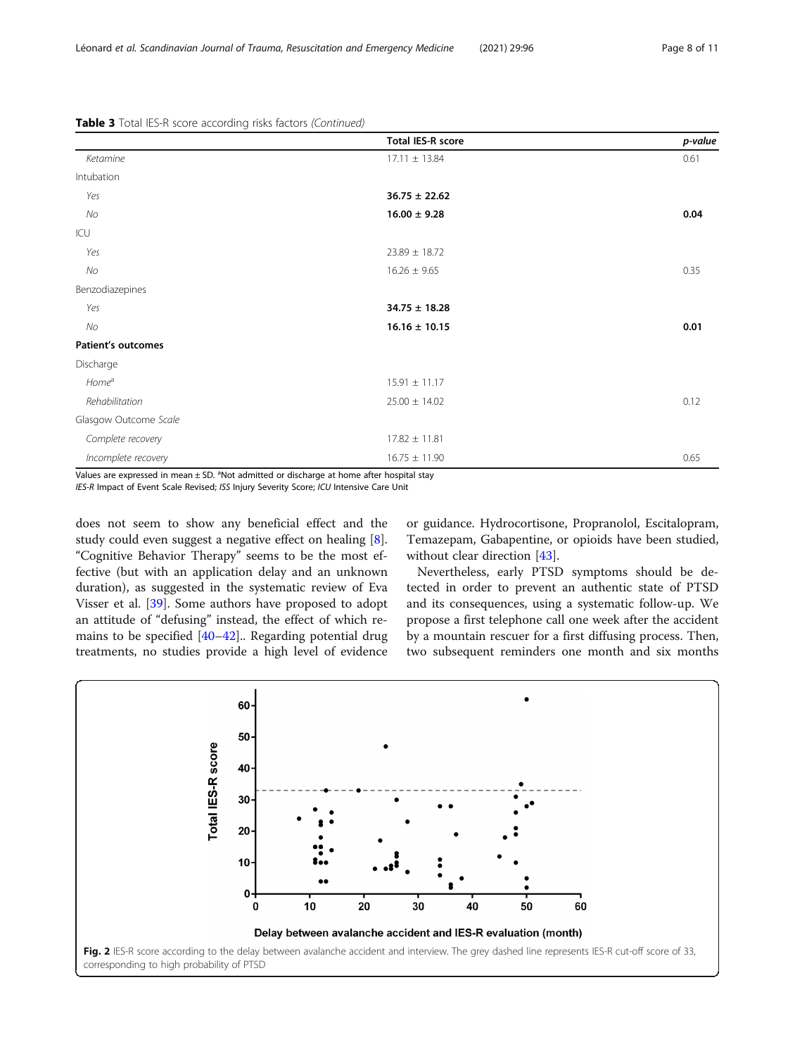**Table 3** Total IES-R score according risks factors *(Continued)*

| | Total IES-R score | *p-value* |
|---|---|---|
| *Ketamine* | 17.11 ± 13.84 | 0.61 |
| Intubation | | |
| *Yes* | **36.75 ± 22.62** | |
| *No* | **16.00 ± 9.28** | **0.04** |
| ICU | | |
| *Yes* | 23.89 ± 18.72 | |
| *No* | 16.26 ± 9.65 | 0.35 |
| Benzodiazepines | | |
| *Yes* | **34.75 ± 18.28** | |
| *No* | **16.16 ± 10.15** | **0.01** |
| **Patient's outcomes** | | |
| Discharge | | |
| *Home*[a] | 15.91 ± 11.17 | |
| *Rehabilitation* | 25.00 ± 14.02 | 0.12 |
| Glasgow Outcome *Scale* | | |
| *Complete recovery* | 17.82 ± 11.81 | |
| *Incomplete recovery* | 16.75 ± 11.90 | 0.65 |

Values are expressed in mean ± SD. [a]Not admitted or discharge at home after hospital stay
*IES-R* Impact of Event Scale Revised; *ISS* Injury Severity Score; *ICU* Intensive Care Unit

does not seem to show any beneficial effect and the study could even suggest a negative effect on healing [8]. "Cognitive Behavior Therapy" seems to be the most effective (but with an application delay and an unknown duration), as suggested in the systematic review of Eva Visser et al. [39]. Some authors have proposed to adopt an attitude of "defusing" instead, the effect of which remains to be specified [40–42].. Regarding potential drug treatments, no studies provide a high level of evidence or guidance. Hydrocortisone, Propranolol, Escitalopram, Temazepam, Gabapentine, or opioids have been studied, without clear direction [43].

Nevertheless, early PTSD symptoms should be detected in order to prevent an authentic state of PTSD and its consequences, using a systematic follow-up. We propose a first telephone call one week after the accident by a mountain rescuer for a first diffusing process. Then, two subsequent reminders one month and six months

**Fig. 2** IES-R score according to the delay between avalanche accident and interview. The grey dashed line represents IES-R cut-off score of 33, corresponding to high probability of PTSD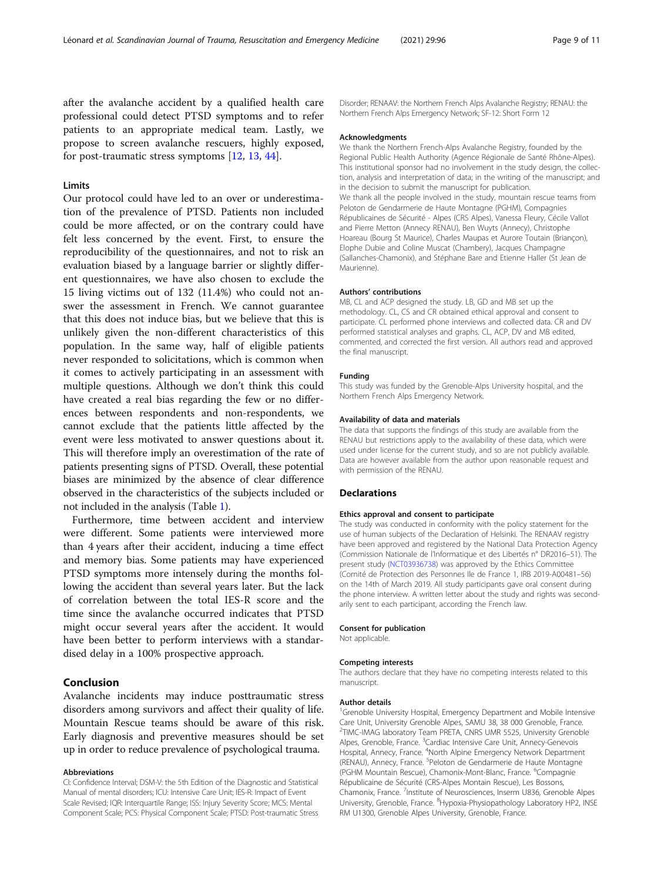after the avalanche accident by a qualified health care professional could detect PTSD symptoms and to refer patients to an appropriate medical team. Lastly, we propose to screen avalanche rescuers, highly exposed, for post-traumatic stress symptoms [12, 13, 44].

### Limits

Our protocol could have led to an over or underestimation of the prevalence of PTSD. Patients non included could be more affected, or on the contrary could have felt less concerned by the event. First, to ensure the reproducibility of the questionnaires, and not to risk an evaluation biased by a language barrier or slightly different questionnaires, we have also chosen to exclude the 15 living victims out of 132 (11.4%) who could not answer the assessment in French. We cannot guarantee that this does not induce bias, but we believe that this is unlikely given the non-different characteristics of this population. In the same way, half of eligible patients never responded to solicitations, which is common when it comes to actively participating in an assessment with multiple questions. Although we don't think this could have created a real bias regarding the few or no differences between respondents and non-respondents, we cannot exclude that the patients little affected by the event were less motivated to answer questions about it. This will therefore imply an overestimation of the rate of patients presenting signs of PTSD. Overall, these potential biases are minimized by the absence of clear difference observed in the characteristics of the subjects included or not included in the analysis (Table 1).

Furthermore, time between accident and interview were different. Some patients were interviewed more than 4 years after their accident, inducing a time effect and memory bias. Some patients may have experienced PTSD symptoms more intensely during the months following the accident than several years later. But the lack of correlation between the total IES-R score and the time since the avalanche occurred indicates that PTSD might occur several years after the accident. It would have been better to perform interviews with a standardised delay in a 100% prospective approach.

## Conclusion

Avalanche incidents may induce posttraumatic stress disorders among survivors and affect their quality of life. Mountain Rescue teams should be aware of this risk. Early diagnosis and preventive measures should be set up in order to reduce prevalence of psychological trauma.

#### Abbreviations

CI: Confidence Interval; DSM-V: the 5th Edition of the Diagnostic and Statistical Manual of mental disorders; ICU: Intensive Care Unit; IES-R: Impact of Event Scale Revised; IQR: Interquartile Range; ISS: Injury Severity Score; MCS: Mental Component Scale; PCS: Physical Component Scale; PTSD: Post-traumatic Stress Disorder; RENAAV: the Northern French Alps Avalanche Registry; RENAU: the Northern French Alps Emergency Network; SF-12: Short Form 12

#### Acknowledgments

We thank the Northern French-Alps Avalanche Registry, founded by the Regional Public Health Authority (Agence Régionale de Santé Rhône-Alpes). This institutional sponsor had no involvement in the study design, the collection, analysis and interpretation of data; in the writing of the manuscript; and in the decision to submit the manuscript for publication.

We thank all the people involved in the study, mountain rescue teams from Peloton de Gendarmerie de Haute Montagne (PGHM), Compagnies Républicaines de Sécurité - Alpes (CRS Alpes), Vanessa Fleury, Cécile Vallot and Pierre Metton (Annecy RENAU), Ben Wuyts (Annecy), Christophe Hoareau (Bourg St Maurice), Charles Maupas et Aurore Toutain (Briançon), Elophe Dubie and Coline Muscat (Chambery), Jacques Champagne (Sallanches-Chamonix), and Stéphane Bare and Etienne Haller (St Jean de Maurienne).

#### Authors' contributions

MB, CL and ACP designed the study. LB, GD and MB set up the methodology. CL, CS and CR obtained ethical approval and consent to participate. CL performed phone interviews and collected data. CR and DV performed statistical analyses and graphs. CL, ACP, DV and MB edited, commented, and corrected the first version. All authors read and approved the final manuscript.

#### Funding

This study was funded by the Grenoble-Alps University hospital, and the Northern French Alps Emergency Network.

#### Availability of data and materials

The data that supports the findings of this study are available from the RENAU but restrictions apply to the availability of these data, which were used under license for the current study, and so are not publicly available. Data are however available from the author upon reasonable request and with permission of the RENAU.

## Declarations

#### Ethics approval and consent to participate

The study was conducted in conformity with the policy statement for the use of human subjects of the Declaration of Helsinki. The RENAAV registry have been approved and registered by the National Data Protection Agency (Commission Nationale de l'Informatique et des Libertés n° DR2016–51). The present study (NCT03936738) was approved by the Ethics Committee (Comité de Protection des Personnes Ile de France 1, IRB 2019-A00481–56) on the 14th of March 2019. All study participants gave oral consent during the phone interview. A written letter about the study and rights was secondarily sent to each participant, according the French law.

#### Consent for publication

Not applicable.

#### Competing interests

The authors declare that they have no competing interests related to this manuscript.

#### Author details

[1]Grenoble University Hospital, Emergency Department and Mobile Intensive Care Unit, University Grenoble Alpes, SAMU 38, 38 000 Grenoble, France. [2]TIMC-IMAG laboratory Team PRETA, CNRS UMR 5525, University Grenoble Alpes, Grenoble, France. [3]Cardiac Intensive Care Unit, Annecy-Genevois Hospital, Annecy, France. [4]North Alpine Emergency Network Department (RENAU), Annecy, France. [5]Peloton de Gendarmerie de Haute Montagne (PGHM Mountain Rescue), Chamonix-Mont-Blanc, France. [6]Compagnie Républicaine de Sécurité (CRS-Alpes Montain Rescue), Les Bossons, Chamonix, France. [7]Institute of Neurosciences, Inserm U836, Grenoble Alpes University, Grenoble, France. [8]Hypoxia-Physiopathology Laboratory HP2, INSERM U1300, Grenoble Alpes University, Grenoble, France.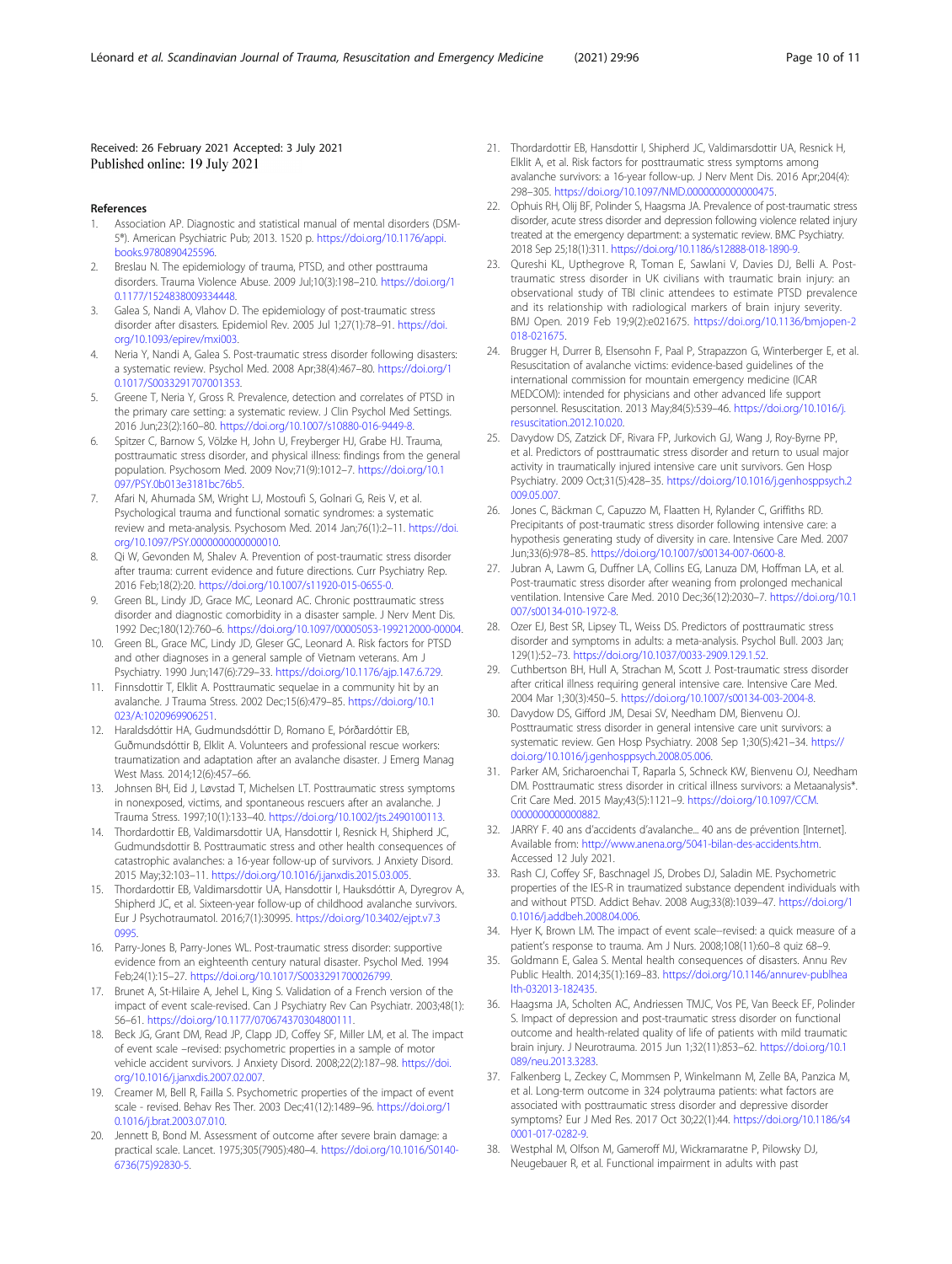Received: 26 February 2021 Accepted: 3 July 2021
Published online: 19 July 2021

## References

1. Association AP. Diagnostic and statistical manual of mental disorders (DSM-5®). American Psychiatric Pub; 2013. 1520 p. https://doi.org/10.1176/appi.books.9780890425596.
2. Breslau N. The epidemiology of trauma, PTSD, and other posttrauma disorders. Trauma Violence Abuse. 2009 Jul;10(3):198–210. https://doi.org/10.1177/1524838009334448.
3. Galea S, Nandi A, Vlahov D. The epidemiology of post-traumatic stress disorder after disasters. Epidemiol Rev. 2005 Jul 1;27(1):78–91. https://doi.org/10.1093/epirev/mxi003.
4. Neria Y, Nandi A, Galea S. Post-traumatic stress disorder following disasters: a systematic review. Psychol Med. 2008 Apr;38(4):467–80. https://doi.org/10.1017/S0033291707001353.
5. Greene T, Neria Y, Gross R. Prevalence, detection and correlates of PTSD in the primary care setting: a systematic review. J Clin Psychol Med Settings. 2016 Jun;23(2):160–80. https://doi.org/10.1007/s10880-016-9449-8.
6. Spitzer C, Barnow S, Völzke H, John U, Freyberger HJ, Grabe HJ. Trauma, posttraumatic stress disorder, and physical illness: findings from the general population. Psychosom Med. 2009 Nov;71(9):1012–7. https://doi.org/10.1097/PSY.0b013e3181bc76b5.
7. Afari N, Ahumada SM, Wright LJ, Mostoufi S, Golnari G, Reis V, et al. Psychological trauma and functional somatic syndromes: a systematic review and meta-analysis. Psychosom Med. 2014 Jan;76(1):2–11. https://doi.org/10.1097/PSY.0000000000000010.
8. Qi W, Gevonden M, Shalev A. Prevention of post-traumatic stress disorder after trauma: current evidence and future directions. Curr Psychiatry Rep. 2016 Feb;18(2):20. https://doi.org/10.1007/s11920-015-0655-0.
9. Green BL, Lindy JD, Grace MC, Leonard AC. Chronic posttraumatic stress disorder and diagnostic comorbidity in a disaster sample. J Nerv Ment Dis. 1992 Dec;180(12):760–6. https://doi.org/10.1097/00005053-199212000-00004.
10. Green BL, Grace MC, Lindy JD, Gleser GC, Leonard A. Risk factors for PTSD and other diagnoses in a general sample of Vietnam veterans. Am J Psychiatry. 1990 Jun;147(6):729–33. https://doi.org/10.1176/ajp.147.6.729.
11. Finnsdottir T, Elklit A. Posttraumatic sequelae in a community hit by an avalanche. J Trauma Stress. 2002 Dec;15(6):479–85. https://doi.org/10.1023/A:1020969906251.
12. Haraldsdóttir HA, Gudmundsdóttir D, Romano E, Þórðardóttir EB, Guðmundsdóttir B, Elklit A. Volunteers and professional rescue workers: traumatization and adaptation after an avalanche disaster. J Emerg Manag West Mass. 2014;12(6):457–66.
13. Johnsen BH, Eid J, Løvstad T, Michelsen LT. Posttraumatic stress symptoms in nonexposed, victims, and spontaneous rescuers after an avalanche. J Trauma Stress. 1997;10(1):133–40. https://doi.org/10.1002/jts.2490100113.
14. Thordardottir EB, Valdimarsdottir UA, Hansdottir I, Resnick H, Shipherd JC, Gudmundsdottir B. Posttraumatic stress and other health consequences of catastrophic avalanches: a 16-year follow-up of survivors. J Anxiety Disord. 2015 May;32:103–11. https://doi.org/10.1016/j.janxdis.2015.03.005.
15. Thordardottir EB, Valdimarsdottir UA, Hansdottir I, Hauksdóttir A, Dyregrov A, Shipherd JC, et al. Sixteen-year follow-up of childhood avalanche survivors. Eur J Psychotraumatol. 2016;7(1):30995. https://doi.org/10.3402/ejpt.v7.30995.
16. Parry-Jones B, Parry-Jones WL. Post-traumatic stress disorder: supportive evidence from an eighteenth century natural disaster. Psychol Med. 1994 Feb;24(1):15–27. https://doi.org/10.1017/S0033291700026799.
17. Brunet A, St-Hilaire A, Jehel L, King S. Validation of a French version of the impact of event scale-revised. Can J Psychiatry Rev Can Psychiatr. 2003;48(1):56–61. https://doi.org/10.1177/070674370304800111.
18. Beck JG, Grant DM, Read JP, Clapp JD, Coffey SF, Miller LM, et al. The impact of event scale –revised: psychometric properties in a sample of motor vehicle accident survivors. J Anxiety Disord. 2008;22(2):187–98. https://doi.org/10.1016/j.janxdis.2007.02.007.
19. Creamer M, Bell R, Failla S. Psychometric properties of the impact of event scale - revised. Behav Res Ther. 2003 Dec;41(12):1489–96. https://doi.org/10.1016/j.brat.2003.07.010.
20. Jennett B, Bond M. Assessment of outcome after severe brain damage: a practical scale. Lancet. 1975;305(7905):480–4. https://doi.org/10.1016/S0140-6736(75)92830-5.
21. Thordardottir EB, Hansdottir I, Shipherd JC, Valdimarsdottir UA, Resnick H, Elklit A, et al. Risk factors for posttraumatic stress symptoms among avalanche survivors: a 16-year follow-up. J Nerv Ment Dis. 2016 Apr;204(4):298–305. https://doi.org/10.1097/NMD.0000000000000475.
22. Ophuis RH, Olij BF, Polinder S, Haagsma JA. Prevalence of post-traumatic stress disorder, acute stress disorder and depression following violence related injury treated at the emergency department: a systematic review. BMC Psychiatry. 2018 Sep 25;18(1):311. https://doi.org/10.1186/s12888-018-1890-9.
23. Qureshi KL, Upthegrove R, Toman E, Sawlani V, Davies DJ, Belli A. Post-traumatic stress disorder in UK civilians with traumatic brain injury: an observational study of TBI clinic attendees to estimate PTSD prevalence and its relationship with radiological markers of brain injury severity. BMJ Open. 2019 Feb 19;9(2):e021675. https://doi.org/10.1136/bmjopen-2018-021675.
24. Brugger H, Durrer B, Elsensohn F, Paal P, Strapazzon G, Winterberger E, et al. Resuscitation of avalanche victims: evidence-based guidelines of the international commission for mountain emergency medicine (ICAR MEDCOM): intended for physicians and other advanced life support personnel. Resuscitation. 2013 May;84(5):539–46. https://doi.org/10.1016/j.resuscitation.2012.10.020.
25. Davydow DS, Zatzick DF, Rivara FP, Jurkovich GJ, Wang J, Roy-Byrne PP, et al. Predictors of posttraumatic stress disorder and return to usual major activity in traumatically injured intensive care unit survivors. Gen Hosp Psychiatry. 2009 Oct;31(5):428–35. https://doi.org/10.1016/j.genhosppsych.2009.05.007.
26. Jones C, Bäckman C, Capuzzo M, Flaatten H, Rylander C, Griffiths RD. Precipitants of post-traumatic stress disorder following intensive care: a hypothesis generating study of diversity in care. Intensive Care Med. 2007 Jun;33(6):978–85. https://doi.org/10.1007/s00134-007-0600-8.
27. Jubran A, Lawm G, Duffner LA, Collins EG, Lanuza DM, Hoffman LA, et al. Post-traumatic stress disorder after weaning from prolonged mechanical ventilation. Intensive Care Med. 2010 Dec;36(12):2030–7. https://doi.org/10.1007/s00134-010-1972-8.
28. Ozer EJ, Best SR, Lipsey TL, Weiss DS. Predictors of posttraumatic stress disorder and symptoms in adults: a meta-analysis. Psychol Bull. 2003 Jan;129(1):52–73. https://doi.org/10.1037/0033-2909.129.1.52.
29. Cuthbertson BH, Hull A, Strachan M, Scott J. Post-traumatic stress disorder after critical illness requiring general intensive care. Intensive Care Med. 2004 Mar 1;30(3):450–5. https://doi.org/10.1007/s00134-003-2004-8.
30. Davydow DS, Gifford JM, Desai SV, Needham DM, Bienvenu OJ. Posttraumatic stress disorder in general intensive care unit survivors: a systematic review. Gen Hosp Psychiatry. 2008 Sep 1;30(5):421–34. https://doi.org/10.1016/j.genhosppsych.2008.05.006.
31. Parker AM, Sricharoenchai T, Raparla S, Schneck KW, Bienvenu OJ, Needham DM. Posttraumatic stress disorder in critical illness survivors: a Metaanalysis*. Crit Care Med. 2015 May;43(5):1121–9. https://doi.org/10.1097/CCM.0000000000000882.
32. JARRY F. 40 ans d'accidents d'avalanche... 40 ans de prévention [Internet]. Available from: http://www.anena.org/5041-bilan-des-accidents.htm. Accessed 12 July 2021.
33. Rash CJ, Coffey SF, Baschnagel JS, Drobes DJ, Saladin ME. Psychometric properties of the IES-R in traumatized substance dependent individuals with and without PTSD. Addict Behav. 2008 Aug;33(8):1039–47. https://doi.org/10.1016/j.addbeh.2008.04.006.
34. Hyer K, Brown LM. The impact of event scale--revised: a quick measure of a patient's response to trauma. Am J Nurs. 2008;108(11):60–8 quiz 68–9.
35. Goldmann E, Galea S. Mental health consequences of disasters. Annu Rev Public Health. 2014;35(1):169–83. https://doi.org/10.1146/annurev-publhealth-032013-182435.
36. Haagsma JA, Scholten AC, Andriessen TMJC, Vos PE, Van Beeck EF, Polinder S. Impact of depression and post-traumatic stress disorder on functional outcome and health-related quality of life of patients with mild traumatic brain injury. J Neurotrauma. 2015 Jun 1;32(11):853–62. https://doi.org/10.1089/neu.2013.3283.
37. Falkenberg L, Zeckey C, Mommsen P, Winkelmann M, Zelle BA, Panzica M, et al. Long-term outcome in 324 polytrauma patients: what factors are associated with posttraumatic stress disorder and depressive disorder symptoms? Eur J Med Res. 2017 Oct 30;22(1):44. https://doi.org/10.1186/s40001-017-0282-9.
38. Westphal M, Olfson M, Gameroff MJ, Wickramaratne P, Pilowsky DJ, Neugebauer R, et al. Functional impairment in adults with past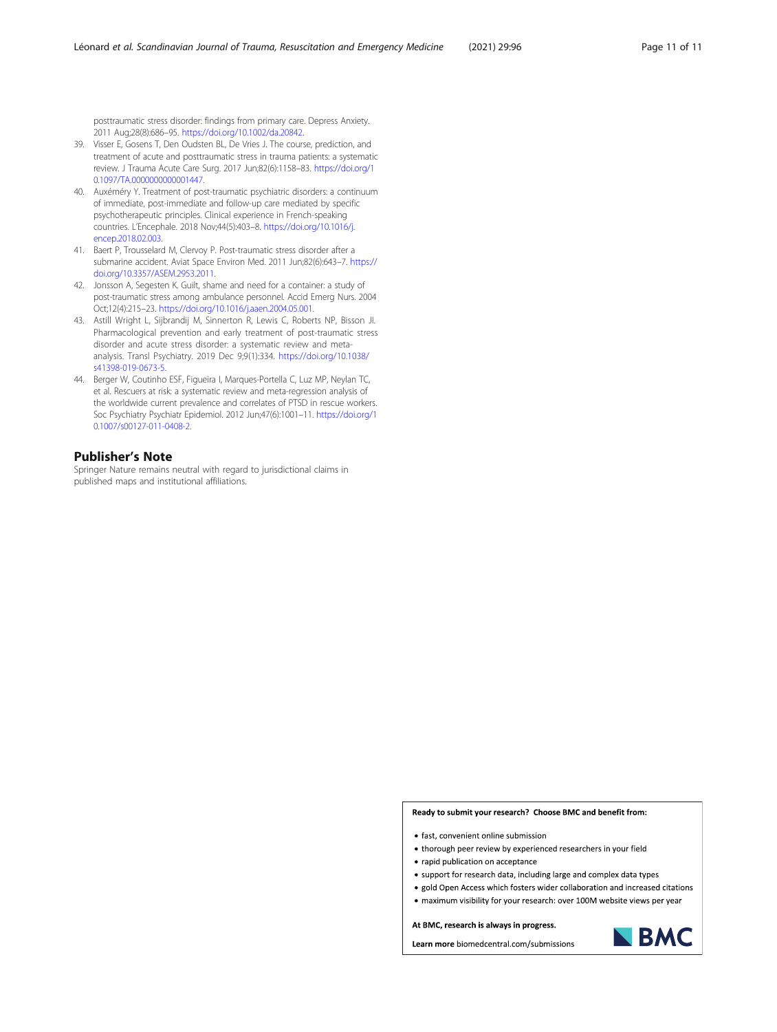posttraumatic stress disorder: findings from primary care. Depress Anxiety. 2011 Aug;28(8):686–95. https://doi.org/10.1002/da.20842.

39. Visser E, Gosens T, Den Oudsten BL, De Vries J. The course, prediction, and treatment of acute and posttraumatic stress in trauma patients: a systematic review. J Trauma Acute Care Surg. 2017 Jun;82(6):1158–83. https://doi.org/10.1097/TA.0000000000001447.
40. Auxéméry Y. Treatment of post-traumatic psychiatric disorders: a continuum of immediate, post-immediate and follow-up care mediated by specific psychotherapeutic principles. Clinical experience in French-speaking countries. L'Encephale. 2018 Nov;44(5):403–8. https://doi.org/10.1016/j.encep.2018.02.003.
41. Baert P, Trousselard M, Clervoy P. Post-traumatic stress disorder after a submarine accident. Aviat Space Environ Med. 2011 Jun;82(6):643–7. https://doi.org/10.3357/ASEM.2953.2011.
42. Jonsson A, Segesten K. Guilt, shame and need for a container: a study of post-traumatic stress among ambulance personnel. Accid Emerg Nurs. 2004 Oct;12(4):215–23. https://doi.org/10.1016/j.aaen.2004.05.001.
43. Astill Wright L, Sijbrandij M, Sinnerton R, Lewis C, Roberts NP, Bisson JI. Pharmacological prevention and early treatment of post-traumatic stress disorder and acute stress disorder: a systematic review and meta-analysis. Transl Psychiatry. 2019 Dec 9;9(1):334. https://doi.org/10.1038/s41398-019-0673-5.
44. Berger W, Coutinho ESF, Figueira I, Marques-Portella C, Luz MP, Neylan TC, et al. Rescuers at risk: a systematic review and meta-regression analysis of the worldwide current prevalence and correlates of PTSD in rescue workers. Soc Psychiatry Psychiatr Epidemiol. 2012 Jun;47(6):1001–11. https://doi.org/10.1007/s00127-011-0408-2.

## Publisher's Note

Springer Nature remains neutral with regard to jurisdictional claims in published maps and institutional affiliations.

**Ready to submit your research? Choose BMC and benefit from:**

- fast, convenient online submission
- thorough peer review by experienced researchers in your field
- rapid publication on acceptance
- support for research data, including large and complex data types
- gold Open Access which fosters wider collaboration and increased citations
- maximum visibility for your research: over 100M website views per year

**At BMC, research is always in progress.**

**Learn more** biomedcentral.com/submissions